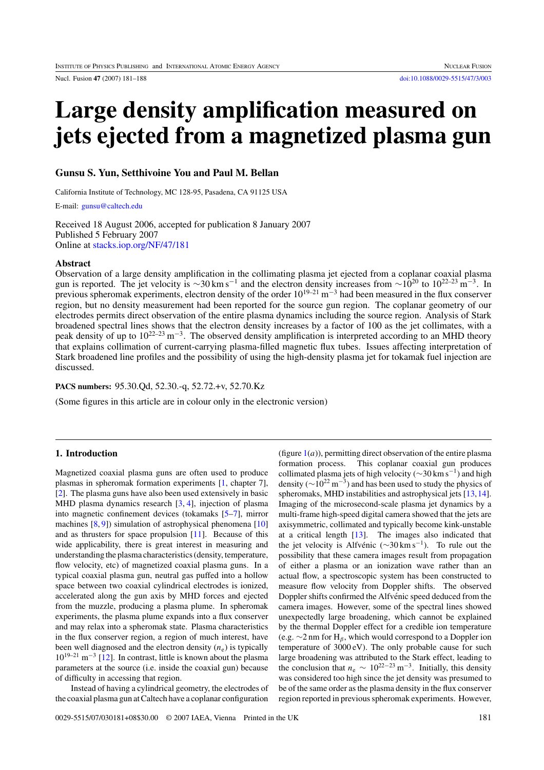# Large density amplification measured on jets ejected from a magnetized plasma gun

**Gunsu S. Yun, Setthivoine You and Paul M. Bellan**

California Institute of Technology, MC 128-95, Pasadena, CA 91125 USA

E-mail: gunsu@caltech.edu

Received 18 August 2006, accepted for publication 8 January 2007
Published 5 February 2007
Online at stacks.iop.org/NF/47/181

## Abstract

Observation of a large density amplification in the collimating plasma jet ejected from a coplanar coaxial plasma gun is reported. The jet velocity is $\sim 30\,\mathrm{km\,s^{-1}}$ and the electron density increases from $\sim 10^{20}$ to $10^{22-23}\,\mathrm{m^{-3}}$. In previous spheromak experiments, electron density of the order $10^{19-21}\,\mathrm{m^{-3}}$ had been measured in the flux conserver region, but no density measurement had been reported for the source gun region. The coplanar geometry of our electrodes permits direct observation of the entire plasma dynamics including the source region. Analysis of Stark broadened spectral lines shows that the electron density increases by a factor of 100 as the jet collimates, with a peak density of up to $10^{22-23}\,\mathrm{m^{-3}}$. The observed density amplification is interpreted according to an MHD theory that explains collimation of current-carrying plasma-filled magnetic flux tubes. Issues affecting interpretation of Stark broadened line profiles and the possibility of using the high-density plasma jet for tokamak fuel injection are discussed.

**PACS numbers:** 95.30.Qd, 52.30.-q, 52.72.+v, 52.70.Kz

(Some figures in this article are in colour only in the electronic version)

## 1. Introduction

Magnetized coaxial plasma guns are often used to produce plasmas in spheromak formation experiments [1, chapter 7], [2]. The plasma guns have also been used extensively in basic MHD plasma dynamics research [3, 4], injection of plasma into magnetic confinement devices (tokamaks [5–7], mirror machines [8, 9]) simulation of astrophysical phenomena [10] and as thrusters for space propulsion [11]. Because of this wide applicability, there is great interest in measuring and understanding the plasma characteristics (density, temperature, flow velocity, etc) of magnetized coaxial plasma guns. In a typical coaxial plasma gun, neutral gas puffed into a hollow space between two coaxial cylindrical electrodes is ionized, accelerated along the gun axis by MHD forces and ejected from the muzzle, producing a plasma plume. In spheromak experiments, the plasma plume expands into a flux conserver and may relax into a spheromak state. Plasma characteristics in the flux conserver region, a region of much interest, have been well diagnosed and the electron density ($n_e$) is typically $10^{19-21}\,\mathrm{m^{-3}}$ [12]. In contrast, little is known about the plasma parameters at the source (i.e. inside the coaxial gun) because of difficulty in accessing that region.

Instead of having a cylindrical geometry, the electrodes of the coaxial plasma gun at Caltech have a coplanar configuration (figure 1(*a*)), permitting direct observation of the entire plasma formation process. This coplanar coaxial gun produces collimated plasma jets of high velocity ($\sim 30\,\mathrm{km\,s^{-1}}$) and high density ($\sim 10^{22}\,\mathrm{m^{-3}}$) and has been used to study the physics of spheromaks, MHD instabilities and astrophysical jets [13, 14]. Imaging of the microsecond-scale plasma jet dynamics by a multi-frame high-speed digital camera showed that the jets are axisymmetric, collimated and typically become kink-unstable at a critical length [13]. The images also indicated that the jet velocity is Alfvénic ($\sim 30\,\mathrm{km\,s^{-1}}$). To rule out the possibility that these camera images result from propagation of either a plasma or an ionization wave rather than an actual flow, a spectroscopic system has been constructed to measure flow velocity from Doppler shifts. The observed Doppler shifts confirmed the Alfvénic speed deduced from the camera images. However, some of the spectral lines showed unexpectedly large broadening, which cannot be explained by the thermal Doppler effect for a credible ion temperature (e.g. $\sim 2\,\mathrm{nm}$ for $\mathrm{H}_\beta$, which would correspond to a Doppler ion temperature of 3000 eV). The only probable cause for such large broadening was attributed to the Stark effect, leading to the conclusion that $n_e \sim 10^{22-23}\,\mathrm{m^{-3}}$. Initially, this density was considered too high since the jet density was presumed to be of the same order as the plasma density in the flux conserver region reported in previous spheromak experiments. However,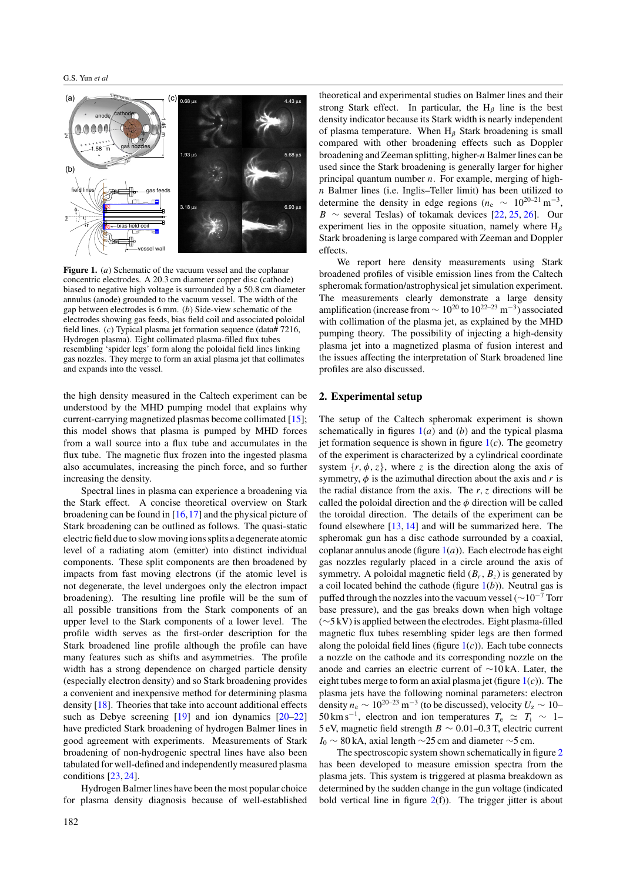**Figure 1.** (*a*) Schematic of the vacuum vessel and the coplanar concentric electrodes. A 20.3 cm diameter copper disc (cathode) biased to negative high voltage is surrounded by a 50.8 cm diameter annulus (anode) grounded to the vacuum vessel. The width of the gap between electrodes is 6 mm. (*b*) Side-view schematic of the electrodes showing gas feeds, bias field coil and associated poloidal field lines. (*c*) Typical plasma jet formation sequence (data# 7216, Hydrogen plasma). Eight collimated plasma-filled flux tubes resembling 'spider legs' form along the poloidal field lines linking gas nozzles. They merge to form an axial plasma jet that collimates and expands into the vessel.

the high density measured in the Caltech experiment can be understood by the MHD pumping model that explains why current-carrying magnetized plasmas become collimated [15]; this model shows that plasma is pumped by MHD forces from a wall source into a flux tube and accumulates in the flux tube. The magnetic flux frozen into the ingested plasma also accumulates, increasing the pinch force, and so further increasing the density.

Spectral lines in plasma can experience a broadening via the Stark effect. A concise theoretical overview on Stark broadening can be found in [16, 17] and the physical picture of Stark broadening can be outlined as follows. The quasi-static electric field due to slow moving ions splits a degenerate atomic level of a radiating atom (emitter) into distinct individual components. These split components are then broadened by impacts from fast moving electrons (if the atomic level is not degenerate, the level undergoes only the electron impact broadening). The resulting line profile will be the sum of all possible transitions from the Stark components of an upper level to the Stark components of a lower level. The profile width serves as the first-order description for the Stark broadened line profile although the profile can have many features such as shifts and asymmetries. The profile width has a strong dependence on charged particle density (especially electron density) and so Stark broadening provides a convenient and inexpensive method for determining plasma density [18]. Theories that take into account additional effects such as Debye screening [19] and ion dynamics [20–22] have predicted Stark broadening of hydrogen Balmer lines in good agreement with experiments. Measurements of Stark broadening of non-hydrogenic spectral lines have also been tabulated for well-defined and independently measured plasma conditions [23, 24].

Hydrogen Balmer lines have been the most popular choice for plasma density diagnosis because of well-established theoretical and experimental studies on Balmer lines and their strong Stark effect. In particular, the $H_\beta$ line is the best density indicator because its Stark width is nearly independent of plasma temperature. When $H_\beta$ Stark broadening is small compared with other broadening effects such as Doppler broadening and Zeeman splitting, higher-$n$ Balmer lines can be used since the Stark broadening is generally larger for higher principal quantum number $n$. For example, merging of high-$n$ Balmer lines (i.e. Inglis–Teller limit) has been utilized to determine the density in edge regions ($n_e \sim 10^{20\text{–}21}\,\text{m}^{-3}$, $B \sim$ several Teslas) of tokamak devices [22, 25, 26]. Our experiment lies in the opposite situation, namely where $H_\beta$ Stark broadening is large compared with Zeeman and Doppler effects.

We report here density measurements using Stark broadened profiles of visible emission lines from the Caltech spheromak formation/astrophysical jet simulation experiment. The measurements clearly demonstrate a large density amplification (increase from $\sim 10^{20}$ to $10^{22\text{–}23}\,\text{m}^{-3}$) associated with collimation of the plasma jet, as explained by the MHD pumping theory. The possibility of injecting a high-density plasma jet into a magnetized plasma of fusion interest and the issues affecting the interpretation of Stark broadened line profiles are also discussed.

## 2. Experimental setup

The setup of the Caltech spheromak experiment is shown schematically in figures 1(*a*) and (*b*) and the typical plasma jet formation sequence is shown in figure 1(*c*). The geometry of the experiment is characterized by a cylindrical coordinate system $\{r, \phi, z\}$, where $z$ is the direction along the axis of symmetry, $\phi$ is the azimuthal direction about the axis and $r$ is the radial distance from the axis. The $r$, $z$ directions will be called the poloidal direction and the $\phi$ direction will be called the toroidal direction. The details of the experiment can be found elsewhere [13, 14] and will be summarized here. The spheromak gun has a disc cathode surrounded by a coaxial, coplanar annulus anode (figure 1(*a*)). Each electrode has eight gas nozzles regularly placed in a circle around the axis of symmetry. A poloidal magnetic field ($B_r$, $B_z$) is generated by a coil located behind the cathode (figure 1(*b*)). Neutral gas is puffed through the nozzles into the vacuum vessel ($\sim 10^{-7}$ Torr base pressure), and the gas breaks down when high voltage ($\sim$5 kV) is applied between the electrodes. Eight plasma-filled magnetic flux tubes resembling spider legs are then formed along the poloidal field lines (figure 1(*c*)). Each tube connects a nozzle on the cathode and its corresponding nozzle on the anode and carries an electric current of $\sim$10 kA. Later, the eight tubes merge to form an axial plasma jet (figure 1(*c*)). The plasma jets have the following nominal parameters: electron density $n_e \sim 10^{20\text{–}23}\,\text{m}^{-3}$ (to be discussed), velocity $U_z \sim$ 10–50 km s$^{-1}$, electron and ion temperatures $T_e \simeq T_i \sim$ 1–5 eV, magnetic field strength $B \sim$ 0.01–0.3 T, electric current $I_0 \sim$ 80 kA, axial length $\sim$25 cm and diameter $\sim$5 cm.

The spectroscopic system shown schematically in figure 2 has been developed to measure emission spectra from the plasma jets. This system is triggered at plasma breakdown as determined by the sudden change in the gun voltage (indicated bold vertical line in figure 2(f)). The trigger jitter is about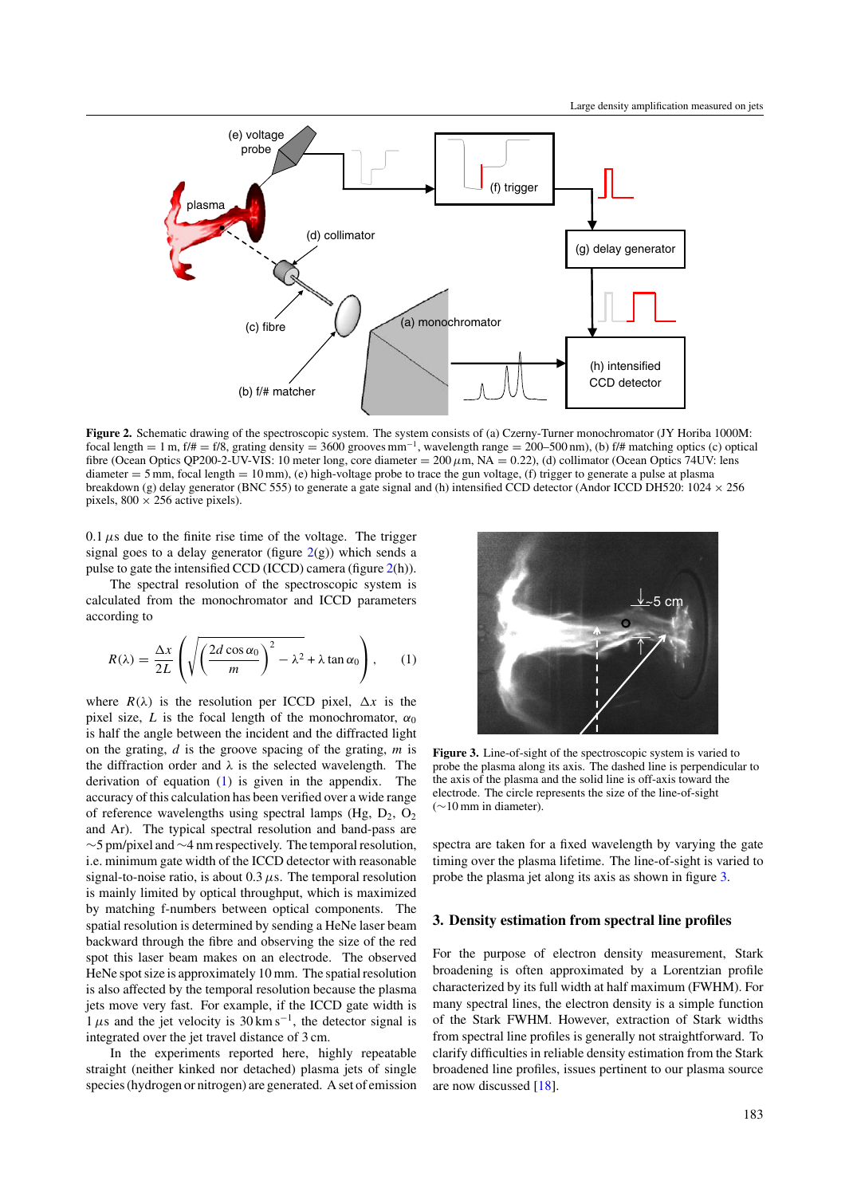**Figure 2.** Schematic drawing of the spectroscopic system. The system consists of (a) Czerny-Turner monochromator (JY Horiba 1000M: focal length = 1 m, f/# = f/8, grating density = 3600 grooves mm$^{-1}$, wavelength range = 200–500 nm), (b) f/# matching optics (c) optical fibre (Ocean Optics QP200-2-UV-VIS: 10 meter long, core diameter = 200 $\mu$m, NA = 0.22), (d) collimator (Ocean Optics 74UV: lens diameter = 5 mm, focal length = 10 mm), (e) high-voltage probe to trace the gun voltage, (f) trigger to generate a pulse at plasma breakdown (g) delay generator (BNC 555) to generate a gate signal and (h) intensified CCD detector (Andor ICCD DH520: 1024 × 256 pixels, 800 × 256 active pixels).

0.1 $\mu$s due to the finite rise time of the voltage. The trigger signal goes to a delay generator (figure 2(g)) which sends a pulse to gate the intensified CCD (ICCD) camera (figure 2(h)).

The spectral resolution of the spectroscopic system is calculated from the monochromator and ICCD parameters according to

$$R(\lambda) = \frac{\Delta x}{2L}\left(\sqrt{\left(\frac{2d\cos\alpha_0}{m}\right)^2 - \lambda^2} + \lambda\tan\alpha_0\right), \qquad (1)$$

where $R(\lambda)$ is the resolution per ICCD pixel, $\Delta x$ is the pixel size, $L$ is the focal length of the monochromator, $\alpha_0$ is half the angle between the incident and the diffracted light on the grating, $d$ is the groove spacing of the grating, $m$ is the diffraction order and $\lambda$ is the selected wavelength. The derivation of equation (1) is given in the appendix. The accuracy of this calculation has been verified over a wide range of reference wavelengths using spectral lamps (Hg, $D_2$, $O_2$ and Ar). The typical spectral resolution and band-pass are ~5 pm/pixel and ~4 nm respectively. The temporal resolution, i.e. minimum gate width of the ICCD detector with reasonable signal-to-noise ratio, is about 0.3 $\mu$s. The temporal resolution is mainly limited by optical throughput, which is maximized by matching f-numbers between optical components. The spatial resolution is determined by sending a HeNe laser beam backward through the fibre and observing the size of the red spot this laser beam makes on an electrode. The observed HeNe spot size is approximately 10 mm. The spatial resolution is also affected by the temporal resolution because the plasma jets move very fast. For example, if the ICCD gate width is 1 $\mu$s and the jet velocity is 30 km s$^{-1}$, the detector signal is integrated over the jet travel distance of 3 cm.

In the experiments reported here, highly repeatable straight (neither kinked nor detached) plasma jets of single species (hydrogen or nitrogen) are generated. A set of emission spectra are taken for a fixed wavelength by varying the gate timing over the plasma lifetime. The line-of-sight is varied to probe the plasma jet along its axis as shown in figure 3.

**Figure 3.** Line-of-sight of the spectroscopic system is varied to probe the plasma along its axis. The dashed line is perpendicular to the axis of the plasma and the solid line is off-axis toward the electrode. The circle represents the size of the line-of-sight (~10 mm in diameter).

## 3. Density estimation from spectral line profiles

For the purpose of electron density measurement, Stark broadening is often approximated by a Lorentzian profile characterized by its full width at half maximum (FWHM). For many spectral lines, the electron density is a simple function of the Stark FWHM. However, extraction of Stark widths from spectral line profiles is generally not straightforward. To clarify difficulties in reliable density estimation from the Stark broadened line profiles, issues pertinent to our plasma source are now discussed [18].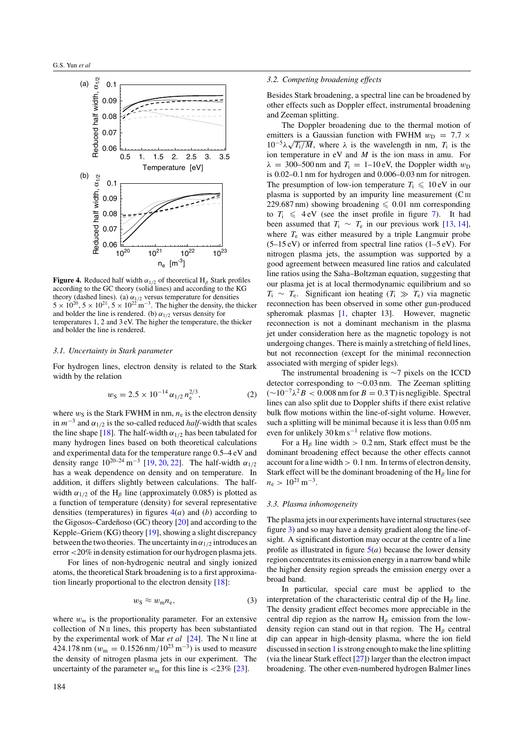**Figure 4.** Reduced half width $\alpha_{1/2}$ of theoretical $H_\beta$ Stark profiles according to the GC theory (solid lines) and according to the KG theory (dashed lines). (a) $\alpha_{1/2}$ versus temperature for densities $5 \times 10^{20}$, $5 \times 10^{21}$, $5 \times 10^{22}\,m^{-3}$. The higher the density, the thicker and bolder the line is rendered. (b) $\alpha_{1/2}$ versus density for temperatures 1, 2 and 3 eV. The higher the temperature, the thicker and bolder the line is rendered.

### 3.1. Uncertainty in Stark parameter

For hydrogen lines, electron density is related to the Stark width by the relation

$$w_S = 2.5 \times 10^{-14}\,\alpha_{1/2}\,n_e^{2/3}, \tag{2}$$

where $w_S$ is the Stark FWHM in nm, $n_e$ is the electron density in $m^{-3}$ and $\alpha_{1/2}$ is the so-called reduced *half*-width that scales the line shape [18]. The half-width $\alpha_{1/2}$ has been tabulated for many hydrogen lines based on both theoretical calculations and experimental data for the temperature range 0.5–4 eV and density range $10^{20-24}\,m^{-3}$ [19, 20, 22]. The half-width $\alpha_{1/2}$ has a weak dependence on density and on temperature. In addition, it differs slightly between calculations. The half-width $\alpha_{1/2}$ of the $H_\beta$ line (approximately 0.085) is plotted as a function of temperature (density) for several representative densities (temperatures) in figures 4(*a*) and (*b*) according to the Gigosos–Cardeñoso (GC) theory [20] and according to the Kepple–Griem (KG) theory [19], showing a slight discrepancy between the two theories. The uncertainty in $\alpha_{1/2}$ introduces an error <20% in density estimation for our hydrogen plasma jets.

For lines of non-hydrogenic neutral and singly ionized atoms, the theoretical Stark broadening is to a first approximation linearly proportional to the electron density [18]:

$$w_S \approx w_m n_e, \tag{3}$$

where $w_m$ is the proportionality parameter. For an extensive collection of N II lines, this property has been substantiated by the experimental work of Mar *et al* [24]. The N II line at 424.178 nm ($w_m = 0.1526\,nm/10^{23}\,m^{-3}$) is used to measure the density of nitrogen plasma jets in our experiment. The uncertainty of the parameter $w_m$ for this line is <23% [23].

### 3.2. Competing broadening effects

Besides Stark broadening, a spectral line can be broadened by other effects such as Doppler effect, instrumental broadening and Zeeman splitting.

The Doppler broadening due to the thermal motion of emitters is a Gaussian function with FWHM $w_D = 7.7 \times 10^{-5}\lambda\sqrt{T_i/M}$, where $\lambda$ is the wavelength in nm, $T_i$ is the ion temperature in eV and $M$ is the ion mass in amu. For $\lambda = 300$–500 nm and $T_i = 1$–10 eV, the Doppler width $w_D$ is 0.02–0.1 nm for hydrogen and 0.006–0.03 nm for nitrogen. The presumption of low-ion temperature $T_i \leqslant 10$ eV in our plasma is supported by an impurity line measurement (C III 229.687 nm) showing broadening $\leqslant 0.01$ nm corresponding to $T_i \leqslant 4$ eV (see the inset profile in figure 7). It had been assumed that $T_i \sim T_e$ in our previous work [13, 14], where $T_e$ was either measured by a triple Langmuir probe (5–15 eV) or inferred from spectral line ratios (1–5 eV). For nitrogen plasma jets, the assumption was supported by a good agreement between measured line ratios and calculated line ratios using the Saha–Boltzman equation, suggesting that our plasma jet is at local thermodynamic equilibrium and so $T_i \sim T_e$. Significant ion heating ($T_i \gg T_e$) via magnetic reconnection has been observed in some other gun-produced spheromak plasmas [1, chapter 13]. However, magnetic reconnection is not a dominant mechanism in the plasma jet under consideration here as the magnetic topology is not undergoing changes. There is mainly a stretching of field lines, but not reconnection (except for the minimal reconnection associated with merging of spider legs).

The instrumental broadening is ~7 pixels on the ICCD detector corresponding to ~0.03 nm. The Zeeman splitting ($\sim 10^{-7}\lambda^2 B < 0.008$ nm for $B = 0.3$ T) is negligible. Spectral lines can also split due to Doppler shifts if there exist relative bulk flow motions within the line-of-sight volume. However, such a splitting will be minimal because it is less than 0.05 nm even for unlikely $30\,km\,s^{-1}$ relative flow motions.

For a $H_\beta$ line width > 0.2 nm, Stark effect must be the dominant broadening effect because the other effects cannot account for a line width > 0.1 nm. In terms of electron density, Stark effect will be the dominant broadening of the $H_\beta$ line for $n_e > 10^{21}\,m^{-3}$.

### 3.3. Plasma inhomogeneity

The plasma jets in our experiments have internal structures (see figure 3) and so may have a density gradient along the line-of-sight. A significant distortion may occur at the centre of a line profile as illustrated in figure 5(*a*) because the lower density region concentrates its emission energy in a narrow band while the higher density region spreads the emission energy over a broad band.

In particular, special care must be applied to the interpretation of the characteristic central dip of the $H_\beta$ line. The density gradient effect becomes more appreciable in the central dip region as the narrow $H_\beta$ emission from the low-density region can stand out in that region. The $H_\beta$ central dip can appear in high-density plasma, where the ion field discussed in section 1 is strong enough to make the line splitting (via the linear Stark effect [27]) larger than the electron impact broadening. The other even-numbered hydrogen Balmer lines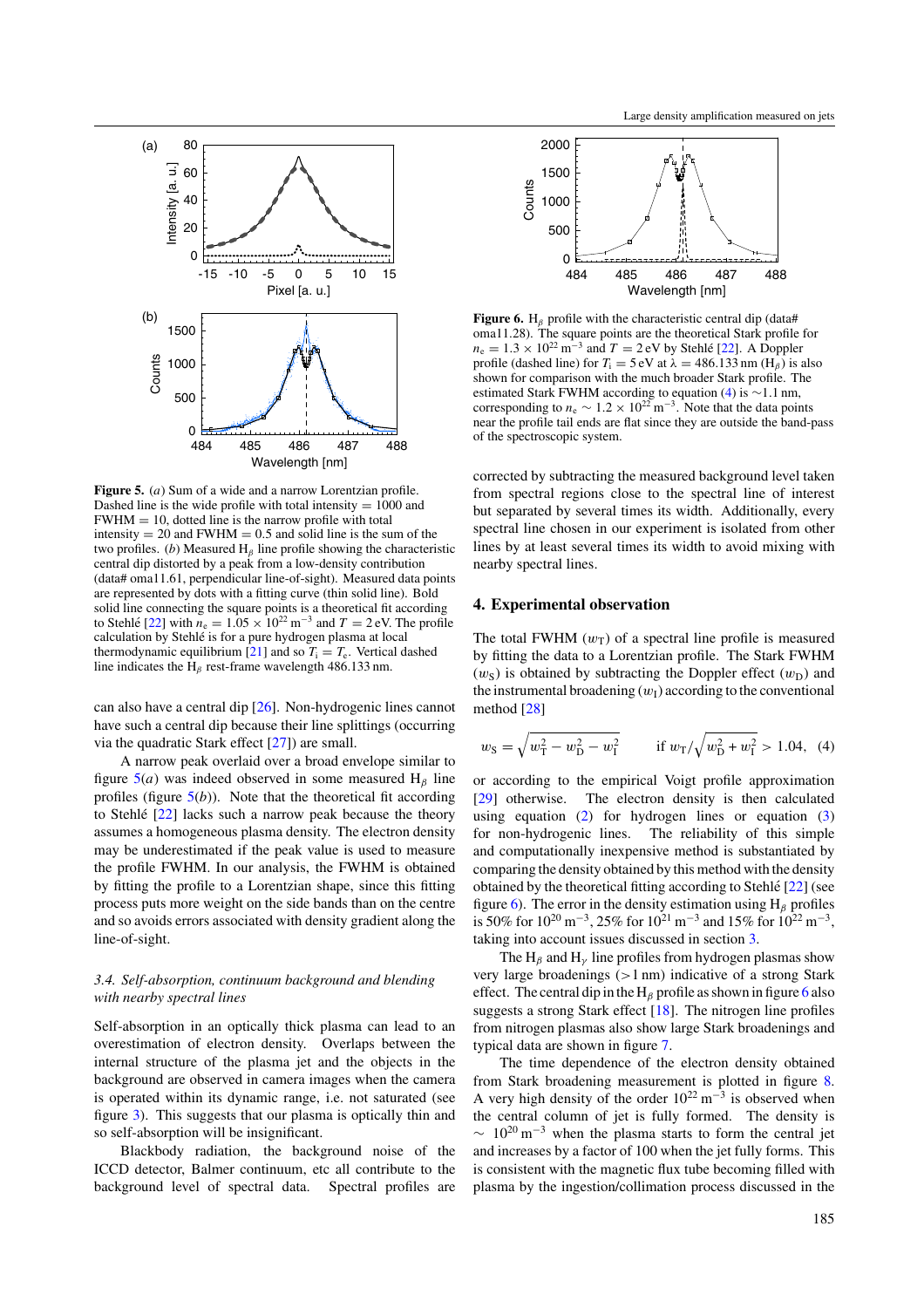**Figure 5.** (*a*) Sum of a wide and a narrow Lorentzian profile. Dashed line is the wide profile with total intensity = 1000 and FWHM = 10, dotted line is the narrow profile with total intensity = 20 and FWHM = 0.5 and solid line is the sum of the two profiles. (*b*) Measured $H_\beta$ line profile showing the characteristic central dip distorted by a peak from a low-density contribution (data# oma11.61, perpendicular line-of-sight). Measured data points are represented by dots with a fitting curve (thin solid line). Bold solid line connecting the square points is a theoretical fit according to Stehlé [22] with $n_e = 1.05 \times 10^{22}\,\text{m}^{-3}$ and $T = 2\,\text{eV}$. The profile calculation by Stehlé is for a pure hydrogen plasma at local thermodynamic equilibrium [21] and so $T_i = T_e$. Vertical dashed line indicates the $H_\beta$ rest-frame wavelength 486.133 nm.

can also have a central dip [26]. Non-hydrogenic lines cannot have such a central dip because their line splittings (occurring via the quadratic Stark effect [27]) are small.

A narrow peak overlaid over a broad envelope similar to figure 5(*a*) was indeed observed in some measured $H_\beta$ line profiles (figure 5(*b*)). Note that the theoretical fit according to Stehlé [22] lacks such a narrow peak because the theory assumes a homogeneous plasma density. The electron density may be underestimated if the peak value is used to measure the profile FWHM. In our analysis, the FWHM is obtained by fitting the profile to a Lorentzian shape, since this fitting process puts more weight on the side bands than on the centre and so avoids errors associated with density gradient along the line-of-sight.

### 3.4. Self-absorption, continuum background and blending with nearby spectral lines

Self-absorption in an optically thick plasma can lead to an overestimation of electron density. Overlaps between the internal structure of the plasma jet and the objects in the background are observed in camera images when the camera is operated within its dynamic range, i.e. not saturated (see figure 3). This suggests that our plasma is optically thin and so self-absorption will be insignificant.

Blackbody radiation, the background noise of the ICCD detector, Balmer continuum, etc all contribute to the background level of spectral data. Spectral profiles are corrected by subtracting the measured background level taken from spectral regions close to the spectral line of interest but separated by several times its width. Additionally, every spectral line chosen in our experiment is isolated from other lines by at least several times its width to avoid mixing with nearby spectral lines.

**Figure 6.** $H_\beta$ profile with the characteristic central dip (data# oma11.28). The square points are the theoretical Stark profile for $n_e = 1.3 \times 10^{22}\,\text{m}^{-3}$ and $T = 2\,\text{eV}$ by Stehlé [22]. A Doppler profile (dashed line) for $T_i = 5\,\text{eV}$ at $\lambda = 486.133\,\text{nm}$ ($H_\beta$) is also shown for comparison with the much broader Stark profile. The estimated Stark FWHM according to equation (4) is ~1.1 nm, corresponding to $n_e \sim 1.2 \times 10^{22}\,\text{m}^{-3}$. Note that the data points near the profile tail ends are flat since they are outside the band-pass of the spectroscopic system.

## 4. Experimental observation

The total FWHM ($w_T$) of a spectral line profile is measured by fitting the data to a Lorentzian profile. The Stark FWHM ($w_S$) is obtained by subtracting the Doppler effect ($w_D$) and the instrumental broadening ($w_I$) according to the conventional method [28]

$$w_S = \sqrt{w_T^2 - w_D^2 - w_I^2} \qquad \text{if } w_T/\sqrt{w_D^2 + w_I^2} > 1.04, \quad (4)$$

or according to the empirical Voigt profile approximation [29] otherwise. The electron density is then calculated using equation (2) for hydrogen lines or equation (3) for non-hydrogenic lines. The reliability of this simple and computationally inexpensive method is substantiated by comparing the density obtained by this method with the density obtained by the theoretical fitting according to Stehlé [22] (see figure 6). The error in the density estimation using $H_\beta$ profiles is 50% for $10^{20}\,\text{m}^{-3}$, 25% for $10^{21}\,\text{m}^{-3}$ and 15% for $10^{22}\,\text{m}^{-3}$, taking into account issues discussed in section 3.

The $H_\beta$ and $H_\gamma$ line profiles from hydrogen plasmas show very large broadenings (>1 nm) indicative of a strong Stark effect. The central dip in the $H_\beta$ profile as shown in figure 6 also suggests a strong Stark effect [18]. The nitrogen line profiles from nitrogen plasmas also show large Stark broadenings and typical data are shown in figure 7.

The time dependence of the electron density obtained from Stark broadening measurement is plotted in figure 8. A very high density of the order $10^{22}\,\text{m}^{-3}$ is observed when the central column of jet is fully formed. The density is $\sim 10^{20}\,\text{m}^{-3}$ when the plasma starts to form the central jet and increases by a factor of 100 when the jet fully forms. This is consistent with the magnetic flux tube becoming filled with plasma by the ingestion/collimation process discussed in the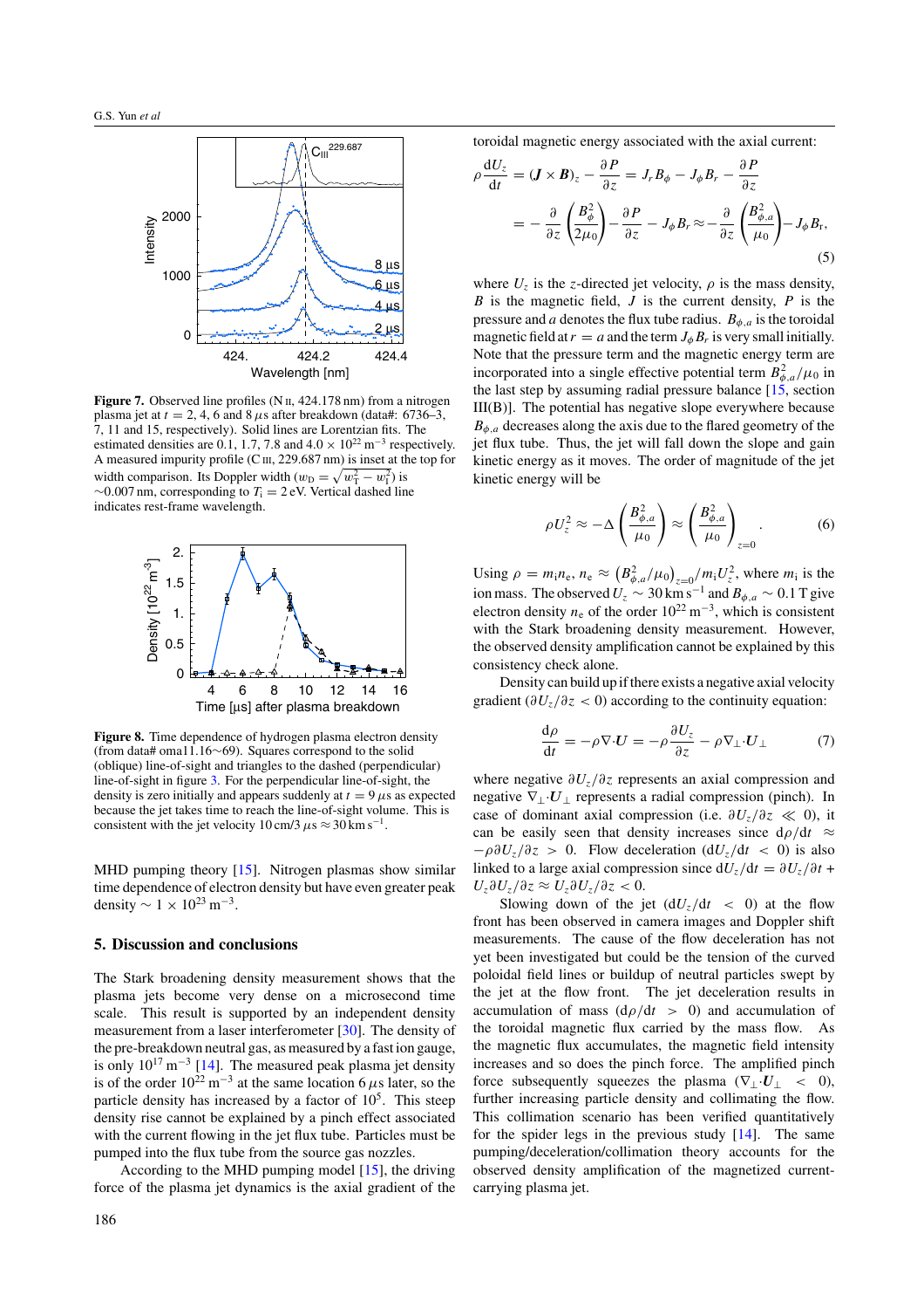**Figure 7.** Observed line profiles (N II, 424.178 nm) from a nitrogen plasma jet at $t = 2, 4, 6$ and $8\,\mu$s after breakdown (data#: 6736–3, 7, 11 and 15, respectively). Solid lines are Lorentzian fits. The estimated densities are 0.1, 1.7, 7.8 and $4.0 \times 10^{22}\,\text{m}^{-3}$ respectively. A measured impurity profile (C III, 229.687 nm) is inset at the top for width comparison. Its Doppler width ($w_D = \sqrt{w_T^2 - w_I^2}$) is $\sim$0.007 nm, corresponding to $T_i = 2$ eV. Vertical dashed line indicates rest-frame wavelength.

**Figure 8.** Time dependence of hydrogen plasma electron density (from data# oma11.16∼69). Squares correspond to the solid (oblique) line-of-sight and triangles to the dashed (perpendicular) line-of-sight in figure 3. For the perpendicular line-of-sight, the density is zero initially and appears suddenly at $t = 9\,\mu$s as expected because the jet takes time to reach the line-of-sight volume. This is consistent with the jet velocity $10\,\text{cm}/3\,\mu\text{s} \approx 30\,\text{km}\,\text{s}^{-1}$.

MHD pumping theory [15]. Nitrogen plasmas show similar time dependence of electron density but have even greater peak density $\sim 1 \times 10^{23}\,\text{m}^{-3}$.

## 5. Discussion and conclusions

The Stark broadening density measurement shows that the plasma jets become very dense on a microsecond time scale. This result is supported by an independent density measurement from a laser interferometer [30]. The density of the pre-breakdown neutral gas, as measured by a fast ion gauge, is only $10^{17}\,\text{m}^{-3}$ [14]. The measured peak plasma jet density is of the order $10^{22}\,\text{m}^{-3}$ at the same location $6\,\mu$s later, so the particle density has increased by a factor of $10^5$. This steep density rise cannot be explained by a pinch effect associated with the current flowing in the jet flux tube. Particles must be pumped into the flux tube from the source gas nozzles.

According to the MHD pumping model [15], the driving force of the plasma jet dynamics is the axial gradient of the toroidal magnetic energy associated with the axial current:

$$
\rho \frac{\mathrm{d}U_z}{\mathrm{d}t} = (\boldsymbol{J} \times \boldsymbol{B})_z - \frac{\partial P}{\partial z} = J_r B_\phi - J_\phi B_r - \frac{\partial P}{\partial z}
$$
$$
= -\frac{\partial}{\partial z}\left(\frac{B_\phi^2}{2\mu_0}\right) - \frac{\partial P}{\partial z} - J_\phi B_r \approx -\frac{\partial}{\partial z}\left(\frac{B_{\phi,a}^2}{\mu_0}\right) - J_\phi B_r, \tag{5}
$$

where $U_z$ is the $z$-directed jet velocity, $\rho$ is the mass density, $B$ is the magnetic field, $J$ is the current density, $P$ is the pressure and $a$ denotes the flux tube radius. $B_{\phi,a}$ is the toroidal magnetic field at $r = a$ and the term $J_\phi B_r$ is very small initially. Note that the pressure term and the magnetic energy term are incorporated into a single effective potential term $B_{\phi,a}^2/\mu_0$ in the last step by assuming radial pressure balance [15, section III(B)]. The potential has negative slope everywhere because $B_{\phi,a}$ decreases along the axis due to the flared geometry of the jet flux tube. Thus, the jet will fall down the slope and gain kinetic energy as it moves. The order of magnitude of the jet kinetic energy will be

$$
\rho U_z^2 \approx -\Delta\left(\frac{B_{\phi,a}^2}{\mu_0}\right) \approx \left(\frac{B_{\phi,a}^2}{\mu_0}\right)_{z=0}. \tag{6}
$$

Using $\rho = m_i n_e$, $n_e \approx \left(B_{\phi,a}^2/\mu_0\right)_{z=0}/m_i U_z^2$, where $m_i$ is the ion mass. The observed $U_z \sim 30\,\text{km}\,\text{s}^{-1}$ and $B_{\phi,a} \sim 0.1$ T give electron density $n_e$ of the order $10^{22}\,\text{m}^{-3}$, which is consistent with the Stark broadening density measurement. However, the observed density amplification cannot be explained by this consistency check alone.

Density can build up if there exists a negative axial velocity gradient ($\partial U_z/\partial z < 0$) according to the continuity equation:

$$
\frac{\mathrm{d}\rho}{\mathrm{d}t} = -\rho \nabla \cdot \boldsymbol{U} = -\rho \frac{\partial U_z}{\partial z} - \rho \nabla_\perp \cdot \boldsymbol{U}_\perp \tag{7}
$$

where negative $\partial U_z/\partial z$ represents an axial compression and negative $\nabla_\perp \cdot \boldsymbol{U}_\perp$ represents a radial compression (pinch). In case of dominant axial compression (i.e. $\partial U_z/\partial z \ll 0$), it can be easily seen that density increases since $\mathrm{d}\rho/\mathrm{d}t \approx -\rho \partial U_z/\partial z > 0$. Flow deceleration ($\mathrm{d}U_z/\mathrm{d}t < 0$) is also linked to a large axial compression since $\mathrm{d}U_z/\mathrm{d}t = \partial U_z/\partial t + U_z \partial U_z/\partial z \approx U_z \partial U_z/\partial z < 0$.

Slowing down of the jet ($\mathrm{d}U_z/\mathrm{d}t < 0$) at the flow front has been observed in camera images and Doppler shift measurements. The cause of the flow deceleration has not yet been investigated but could be the tension of the curved poloidal field lines or buildup of neutral particles swept by the jet at the flow front. The jet deceleration results in accumulation of mass ($\mathrm{d}\rho/\mathrm{d}t > 0$) and accumulation of the toroidal magnetic flux carried by the mass flow. As the magnetic flux accumulates, the magnetic field intensity increases and so does the pinch force. The amplified pinch force subsequently squeezes the plasma ($\nabla_\perp \cdot \boldsymbol{U}_\perp < 0$), further increasing particle density and collimating the flow. This collimation scenario has been verified quantitatively for the spider legs in the previous study [14]. The same pumping/deceleration/collimation theory accounts for the observed density amplification of the magnetized current-carrying plasma jet.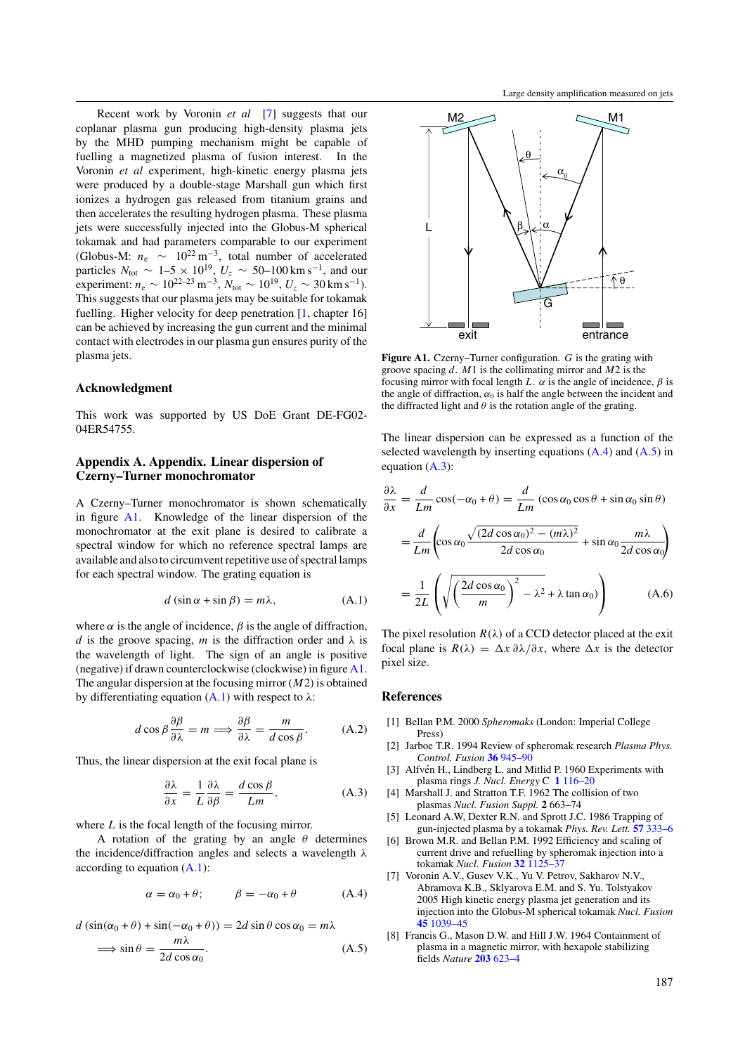Recent work by Voronin *et al* [7] suggests that our coplanar plasma gun producing high-density plasma jets by the MHD pumping mechanism might be capable of fuelling a magnetized plasma of fusion interest. In the Voronin *et al* experiment, high-kinetic energy plasma jets were produced by a double-stage Marshall gun which first ionizes a hydrogen gas released from titanium grains and then accelerates the resulting hydrogen plasma. These plasma jets were successfully injected into the Globus-M spherical tokamak and had parameters comparable to our experiment (Globus-M: $n_e \sim 10^{22}\,\mathrm{m}^{-3}$, total number of accelerated particles $N_{tot} \sim 1\text{–}5 \times 10^{19}$, $U_z \sim 50\text{–}100\,\mathrm{km\,s}^{-1}$, and our experiment: $n_e \sim 10^{22\text{–}23}\,\mathrm{m}^{-3}$, $N_{tot} \sim 10^{19}$, $U_z \sim 30\,\mathrm{km\,s}^{-1}$). This suggests that our plasma jets may be suitable for tokamak fuelling. Higher velocity for deep penetration [1, chapter 16] can be achieved by increasing the gun current and the minimal contact with electrodes in our plasma gun ensures purity of the plasma jets.

## Acknowledgment

This work was supported by US DoE Grant DE-FG02-04ER54755.

## Appendix A. Appendix. Linear dispersion of Czerny–Turner monochromator

A Czerny–Turner monochromator is shown schematically in figure A1. Knowledge of the linear dispersion of the monochromator at the exit plane is desired to calibrate a spectral window for which no reference spectral lamps are available and also to circumvent repetitive use of spectral lamps for each spectral window. The grating equation is

$$d\,(\sin\alpha + \sin\beta) = m\lambda, \tag{A.1}$$

where $\alpha$ is the angle of incidence, $\beta$ is the angle of diffraction, $d$ is the groove spacing, $m$ is the diffraction order and $\lambda$ is the wavelength of light. The sign of an angle is positive (negative) if drawn counterclockwise (clockwise) in figure A1. The angular dispersion at the focusing mirror ($M2$) is obtained by differentiating equation (A.1) with respect to $\lambda$:

$$d\cos\beta\frac{\partial\beta}{\partial\lambda} = m \Longrightarrow \frac{\partial\beta}{\partial\lambda} = \frac{m}{d\cos\beta}. \tag{A.2}$$

Thus, the linear dispersion at the exit focal plane is

$$\frac{\partial\lambda}{\partial x} = \frac{1}{L}\frac{\partial\lambda}{\partial\beta} = \frac{d\cos\beta}{Lm}, \tag{A.3}$$

where $L$ is the focal length of the focusing mirror.

A rotation of the grating by an angle $\theta$ determines the incidence/diffraction angles and selects a wavelength $\lambda$ according to equation (A.1):

$$\alpha = \alpha_0 + \theta; \qquad \beta = -\alpha_0 + \theta \tag{A.4}$$

$$d\,(\sin(\alpha_0 + \theta) + \sin(-\alpha_0 + \theta)) = 2d\sin\theta\cos\alpha_0 = m\lambda$$
$$\Longrightarrow \sin\theta = \frac{m\lambda}{2d\cos\alpha_0}. \tag{A.5}$$

**Figure A1.** Czerny–Turner configuration. $G$ is the grating with groove spacing $d$. $M1$ is the collimating mirror and $M2$ is the focusing mirror with focal length $L$. $\alpha$ is the angle of incidence, $\beta$ is the angle of diffraction, $\alpha_0$ is half the angle between the incident and the diffracted light and $\theta$ is the rotation angle of the grating.

The linear dispersion can be expressed as a function of the selected wavelength by inserting equations (A.4) and (A.5) in equation (A.3):

$$\begin{aligned}
\frac{\partial\lambda}{\partial x} &= \frac{d}{Lm}\cos(-\alpha_0 + \theta) = \frac{d}{Lm}\,(\cos\alpha_0\cos\theta + \sin\alpha_0\sin\theta) \\
&= \frac{d}{Lm}\left(\cos\alpha_0\frac{\sqrt{(2d\cos\alpha_0)^2 - (m\lambda)^2}}{2d\cos\alpha_0} + \sin\alpha_0\frac{m\lambda}{2d\cos\alpha_0}\right) \\
&= \frac{1}{2L}\left(\sqrt{\left(\frac{2d\cos\alpha_0}{m}\right)^2 - \lambda^2} + \lambda\tan\alpha_0\right)
\end{aligned} \tag{A.6}$$

The pixel resolution $R(\lambda)$ of a CCD detector placed at the exit focal plane is $R(\lambda) = \Delta x\,\partial\lambda/\partial x$, where $\Delta x$ is the detector pixel size.

## References

[1] Bellan P.M. 2000 *Spheromaks* (London: Imperial College Press)

[2] Jarboe T.R. 1994 Review of spheromak research *Plasma Phys. Control. Fusion* **36** 945–90

[3] Alfvén H., Lindberg L. and Mitlid P. 1960 Experiments with plasma rings *J. Nucl. Energy* C **1** 116–20

[4] Marshall J. and Stratton T.F. 1962 The collision of two plasmas *Nucl. Fusion Suppl.* **2** 663–74

[5] Leonard A.W, Dexter R.N. and Sprott J.C. 1986 Trapping of gun-injected plasma by a tokamak *Phys. Rev. Lett.* **57** 333–6

[6] Brown M.R. and Bellan P.M. 1992 Efficiency and scaling of current drive and refuelling by spheromak injection into a tokamak *Nucl. Fusion* **32** 1125–37

[7] Voronin A.V., Gusev V.K., Yu V. Petrov, Sakharov N.V., Abramova K.B., Sklyarova E.M. and S. Yu. Tolstyakov 2005 High kinetic energy plasma jet generation and its injection into the Globus-M spherical tokamak *Nucl. Fusion* **45** 1039–45

[8] Francis G., Mason D.W. and Hill J.W. 1964 Containment of plasma in a magnetic mirror, with hexapole stabilizing fields *Nature* **203** 623–4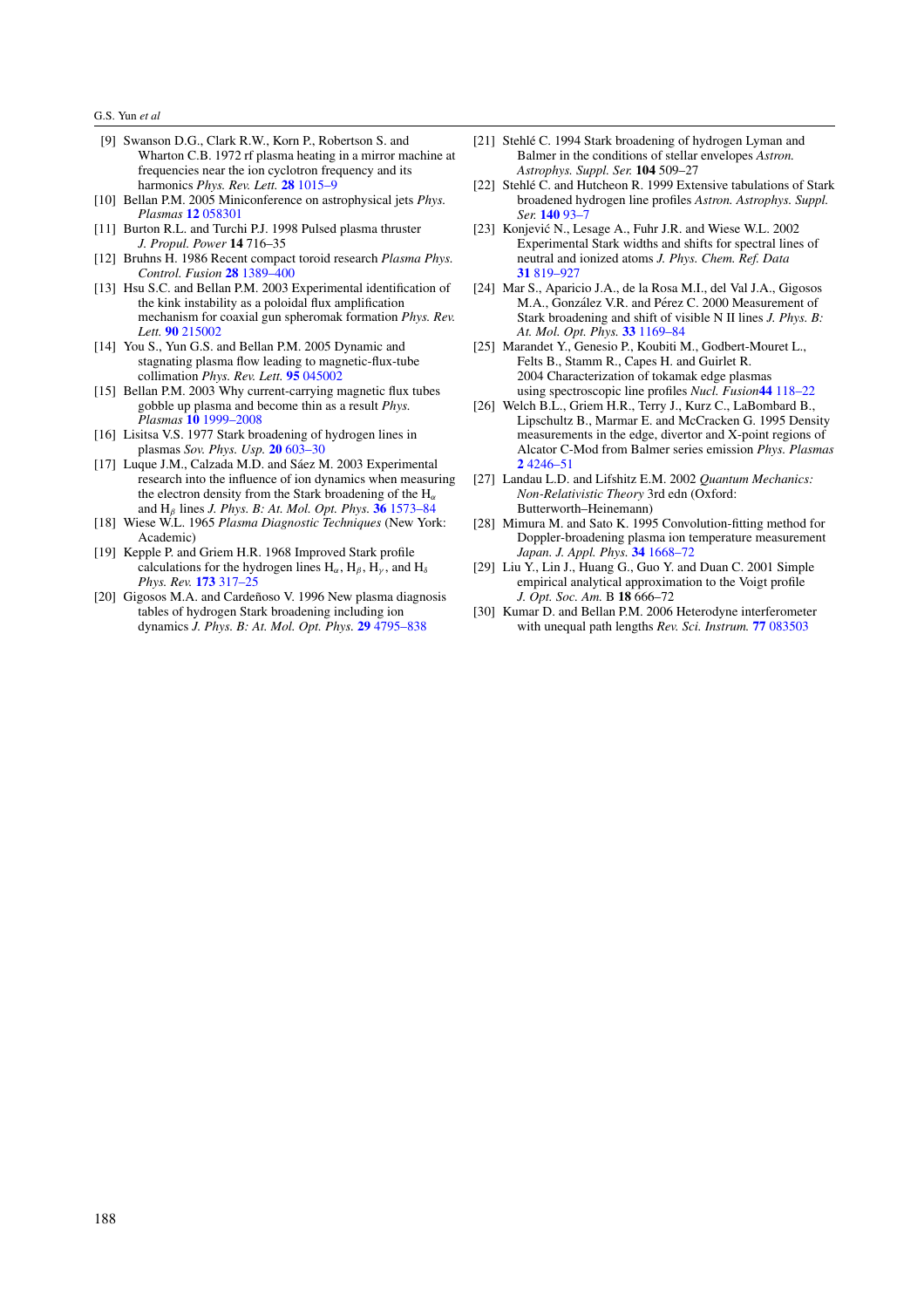[9] Swanson D.G., Clark R.W., Korn P., Robertson S. and Wharton C.B. 1972 rf plasma heating in a mirror machine at frequencies near the ion cyclotron frequency and its harmonics *Phys. Rev. Lett.* **28** 1015–9

[10] Bellan P.M. 2005 Miniconference on astrophysical jets *Phys. Plasmas* **12** 058301

[11] Burton R.L. and Turchi P.J. 1998 Pulsed plasma thruster *J. Propul. Power* **14** 716–35

[12] Bruhns H. 1986 Recent compact toroid research *Plasma Phys. Control. Fusion* **28** 1389–400

[13] Hsu S.C. and Bellan P.M. 2003 Experimental identification of the kink instability as a poloidal flux amplification mechanism for coaxial gun spheromak formation *Phys. Rev. Lett.* **90** 215002

[14] You S., Yun G.S. and Bellan P.M. 2005 Dynamic and stagnating plasma flow leading to magnetic-flux-tube collimation *Phys. Rev. Lett.* **95** 045002

[15] Bellan P.M. 2003 Why current-carrying magnetic flux tubes gobble up plasma and become thin as a result *Phys. Plasmas* **10** 1999–2008

[16] Lisitsa V.S. 1977 Stark broadening of hydrogen lines in plasmas *Sov. Phys. Usp.* **20** 603–30

[17] Luque J.M., Calzada M.D. and Sáez M. 2003 Experimental research into the influence of ion dynamics when measuring the electron density from the Stark broadening of the $H_\alpha$ and $H_\beta$ lines *J. Phys. B: At. Mol. Opt. Phys.* **36** 1573–84

[18] Wiese W.L. 1965 *Plasma Diagnostic Techniques* (New York: Academic)

[19] Kepple P. and Griem H.R. 1968 Improved Stark profile calculations for the hydrogen lines $H_\alpha$, $H_\beta$, $H_\gamma$, and $H_\delta$ *Phys. Rev.* **173** 317–25

[20] Gigosos M.A. and Cardeñoso V. 1996 New plasma diagnosis tables of hydrogen Stark broadening including ion dynamics *J. Phys. B: At. Mol. Opt. Phys.* **29** 4795–838

[21] Stehlé C. 1994 Stark broadening of hydrogen Lyman and Balmer in the conditions of stellar envelopes *Astron. Astrophys. Suppl. Ser.* **104** 509–27

[22] Stehlé C. and Hutcheon R. 1999 Extensive tabulations of Stark broadened hydrogen line profiles *Astron. Astrophys. Suppl. Ser.* **140** 93–7

[23] Konjević N., Lesage A., Fuhr J.R. and Wiese W.L. 2002 Experimental Stark widths and shifts for spectral lines of neutral and ionized atoms *J. Phys. Chem. Ref. Data* **31** 819–927

[24] Mar S., Aparicio J.A., de la Rosa M.I., del Val J.A., Gigosos M.A., González V.R. and Pérez C. 2000 Measurement of Stark broadening and shift of visible N II lines *J. Phys. B: At. Mol. Opt. Phys.* **33** 1169–84

[25] Marandet Y., Genesio P., Koubiti M., Godbert-Mouret L., Felts B., Stamm R., Capes H. and Guirlet R. 2004 Characterization of tokamak edge plasmas using spectroscopic line profiles *Nucl. Fusion* **44** 118–22

[26] Welch B.L., Griem H.R., Terry J., Kurz C., LaBombard B., Lipschultz B., Marmar E. and McCracken G. 1995 Density measurements in the edge, divertor and X-point regions of Alcator C-Mod from Balmer series emission *Phys. Plasmas* **2** 4246–51

[27] Landau L.D. and Lifshitz E.M. 2002 *Quantum Mechanics: Non-Relativistic Theory* 3rd edn (Oxford: Butterworth–Heinemann)

[28] Mimura M. and Sato K. 1995 Convolution-fitting method for Doppler-broadening plasma ion temperature measurement *Japan. J. Appl. Phys.* **34** 1668–72

[29] Liu Y., Lin J., Huang G., Guo Y. and Duan C. 2001 Simple empirical analytical approximation to the Voigt profile *J. Opt. Soc. Am.* B **18** 666–72

[30] Kumar D. and Bellan P.M. 2006 Heterodyne interferometer with unequal path lengths *Rev. Sci. Instrum.* **77** 083503